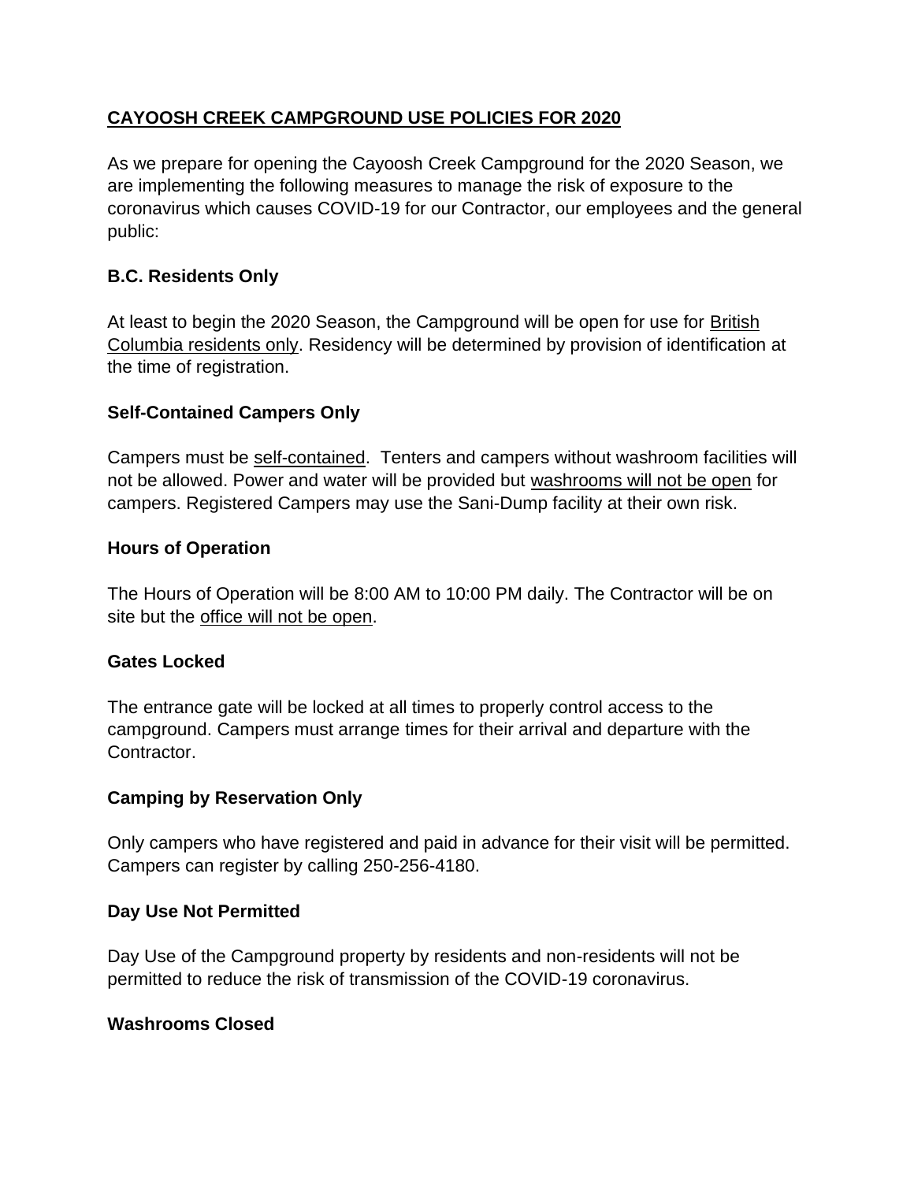# CAYOOSH CREEK CAMPGROUND USE POLICIES FOR 2020

As we prepare for opening the Cayoosh Creek Campground for the 2020 Season, we are implementing the following measures to manage the risk of exposure to the coronavirus which causes COVID-19 for our Contractor, our employees and the general public:

## B.C. Residents Only

At least to begin the 2020 Season, the Campground will be open for use for British Columbia residents only. Residency will be determined by provision of identification at the time of registration.

## Self-Contained Campers Only

Campers must be self-contained. Tenters and campers without washroom facilities will not be allowed. Power and water will be provided but washrooms will not be open for campers. Registered Campers may use the Sani-Dump facility at their own risk.

## Hours of Operation

The Hours of Operation will be 8:00 AM to 10:00 PM daily. The Contractor will be on site but the office will not be open.

## Gates Locked

The entrance gate will be locked at all times to properly control access to the campground. Campers must arrange times for their arrival and departure with the Contractor.

## Camping by Reservation Only

Only campers who have registered and paid in advance for their visit will be permitted. Campers can register by calling 250-256-4180.

## Day Use Not Permitted

Day Use of the Campground property by residents and non-residents will not be permitted to reduce the risk of transmission of the COVID-19 coronavirus.

## Washrooms Closed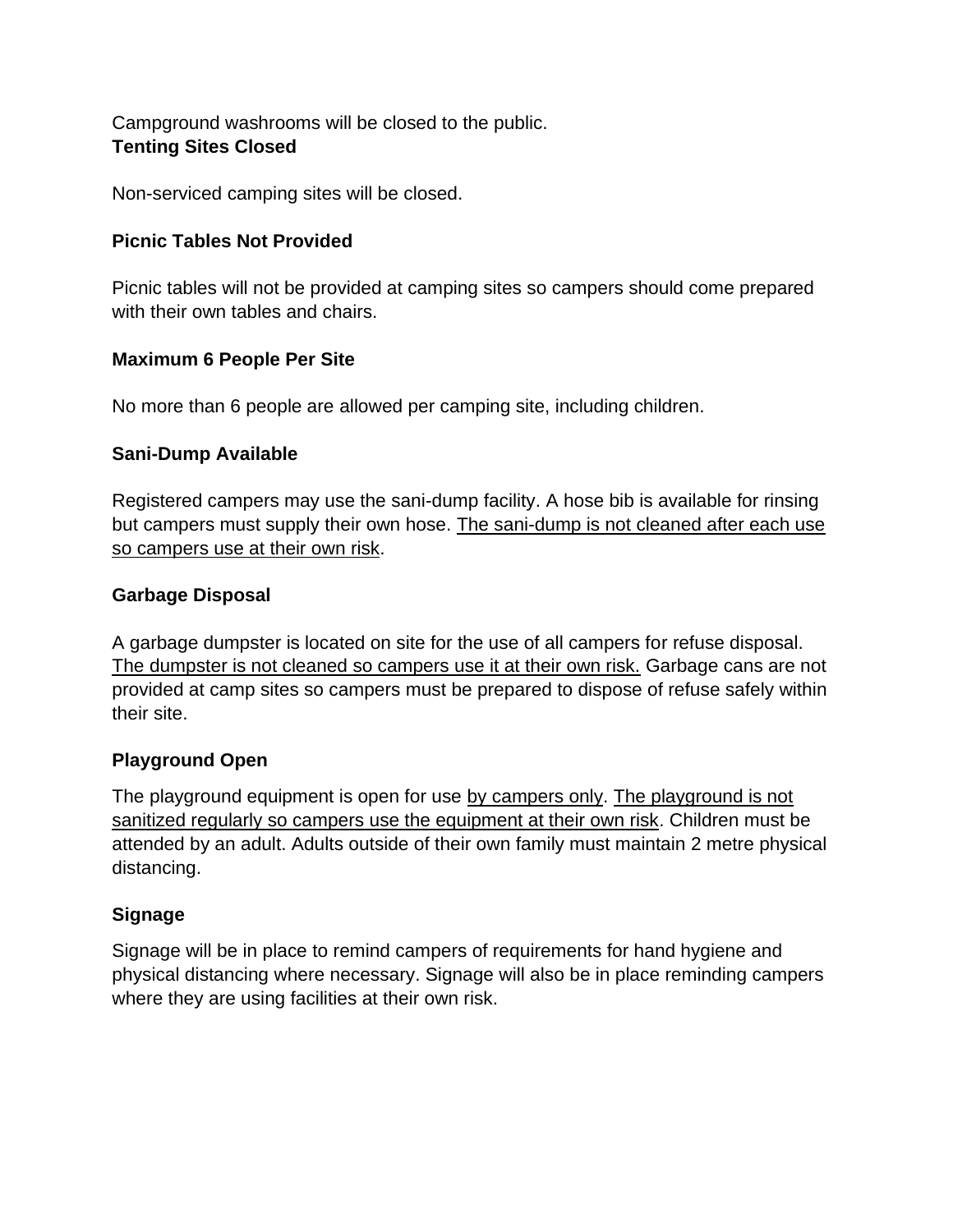Campground washrooms will be closed to the public.

**Tenting Sites Closed**

Non-serviced camping sites will be closed.

**Picnic Tables Not Provided**

Picnic tables will not be provided at camping sites so campers should come prepared with their own tables and chairs.

**Maximum 6 People Per Site**

No more than 6 people are allowed per camping site, including children.

**Sani-Dump Available**

Registered campers may use the sani-dump facility. A hose bib is available for rinsing but campers must supply their own hose. <u>The sani-dump is not cleaned after each use so campers use at their own risk</u>.

**Garbage Disposal**

A garbage dumpster is located on site for the use of all campers for refuse disposal. <u>The dumpster is not cleaned so campers use it at their own risk.</u> Garbage cans are not provided at camp sites so campers must be prepared to dispose of refuse safely within their site.

**Playground Open**

The playground equipment is open for use <u>by campers only</u>. <u>The playground is not sanitized regularly so campers use the equipment at their own risk</u>. Children must be attended by an adult. Adults outside of their own family must maintain 2 metre physical distancing.

**Signage**

Signage will be in place to remind campers of requirements for hand hygiene and physical distancing where necessary. Signage will also be in place reminding campers where they are using facilities at their own risk.